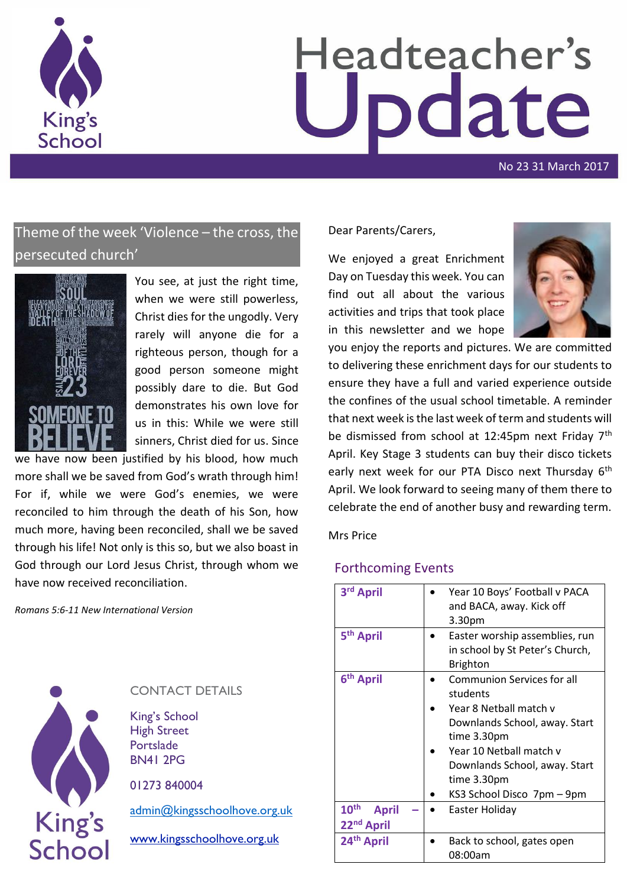# Headteacher's Update

No 23 31 March 2017

## Theme of the week 'Violence – the cross, the persecuted church'

You see, at just the right time, when we were still powerless, Christ dies for the ungodly. Very rarely will anyone die for a righteous person, though for a good person someone might possibly dare to die. But God demonstrates his own love for us in this: While we were still sinners, Christ died for us. Since we have now been justified by his blood, how much more shall we be saved from God's wrath through him! For if, while we were God's enemies, we were reconciled to him through the death of his Son, how much more, having been reconciled, shall we be saved through his life! Not only is this so, but we also boast in God through our Lord Jesus Christ, through whom we have now received reconciliation.

*Romans 5:6-11 New International Version*

Dear Parents/Carers,

We enjoyed a great Enrichment Day on Tuesday this week. You can find out all about the various activities and trips that took place in this newsletter and we hope you enjoy the reports and pictures. We are committed to delivering these enrichment days for our students to ensure they have a full and varied experience outside the confines of the usual school timetable. A reminder that next week is the last week of term and students will be dismissed from school at 12:45pm next Friday 7th April. Key Stage 3 students can buy their disco tickets early next week for our PTA Disco next Thursday 6th April. We look forward to seeing many of them there to celebrate the end of another busy and rewarding term.

Mrs Price

## Forthcoming Events

| Date | Event |
|---|---|
| **3rd April** | • Year 10 Boys' Football v PACA and BACA, away. Kick off 3.30pm |
| **5th April** | • Easter worship assemblies, run in school by St Peter's Church, Brighton |
| **6th April** | • Communion Services for all students<br>• Year 8 Netball match v Downlands School, away. Start time 3.30pm<br>• Year 10 Netball match v Downlands School, away. Start time 3.30pm<br>• KS3 School Disco 7pm – 9pm |
| **10th April – 22nd April** | • Easter Holiday |
| **24th April** | • Back to school, gates open 08:00am |

## CONTACT DETAILS

King's School
High Street
Portslade
BN41 2PG

01273 840004

admin@kingsschoolhove.org.uk

www.kingsschoolhove.org.uk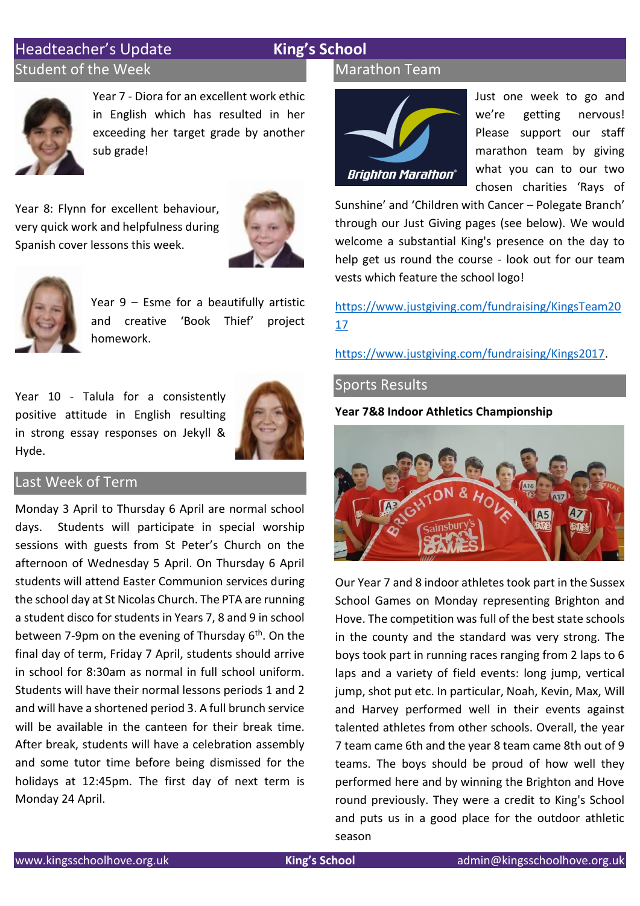# Headteacher's Update

## Student of the Week

Year 7 - Diora for an excellent work ethic in English which has resulted in her exceeding her target grade by another sub grade!

Year 8: Flynn for excellent behaviour, very quick work and helpfulness during Spanish cover lessons this week.

Year 9 – Esme for a beautifully artistic and creative 'Book Thief' project homework.

Year 10 - Talula for a consistently positive attitude in English resulting in strong essay responses on Jekyll & Hyde.

## Last Week of Term

Monday 3 April to Thursday 6 April are normal school days. Students will participate in special worship sessions with guests from St Peter's Church on the afternoon of Wednesday 5 April. On Thursday 6 April students will attend Easter Communion services during the school day at St Nicolas Church. The PTA are running a student disco for students in Years 7, 8 and 9 in school between 7-9pm on the evening of Thursday 6th. On the final day of term, Friday 7 April, students should arrive in school for 8:30am as normal in full school uniform. Students will have their normal lessons periods 1 and 2 and will have a shortened period 3. A full brunch service will be available in the canteen for their break time. After break, students will have a celebration assembly and some tutor time before being dismissed for the holidays at 12:45pm. The first day of next term is Monday 24 April.

## Marathon Team

Just one week to go and we're getting nervous! Please support our staff marathon team by giving what you can to our two chosen charities 'Rays of Sunshine' and 'Children with Cancer – Polegate Branch' through our Just Giving pages (see below). We would welcome a substantial King's presence on the day to help get us round the course - look out for our team vests which feature the school logo!

https://www.justgiving.com/fundraising/KingsTeam2017

https://www.justgiving.com/fundraising/Kings2017.

## Sports Results

**Year 7&8 Indoor Athletics Championship**

Our Year 7 and 8 indoor athletes took part in the Sussex School Games on Monday representing Brighton and Hove. The competition was full of the best state schools in the county and the standard was very strong. The boys took part in running races ranging from 2 laps to 6 laps and a variety of field events: long jump, vertical jump, shot put etc. In particular, Noah, Kevin, Max, Will and Harvey performed well in their events against talented athletes from other schools. Overall, the year 7 team came 6th and the year 8 team came 8th out of 9 teams. The boys should be proud of how well they performed here and by winning the Brighton and Hove round previously. They were a credit to King's School and puts us in a good place for the outdoor athletic season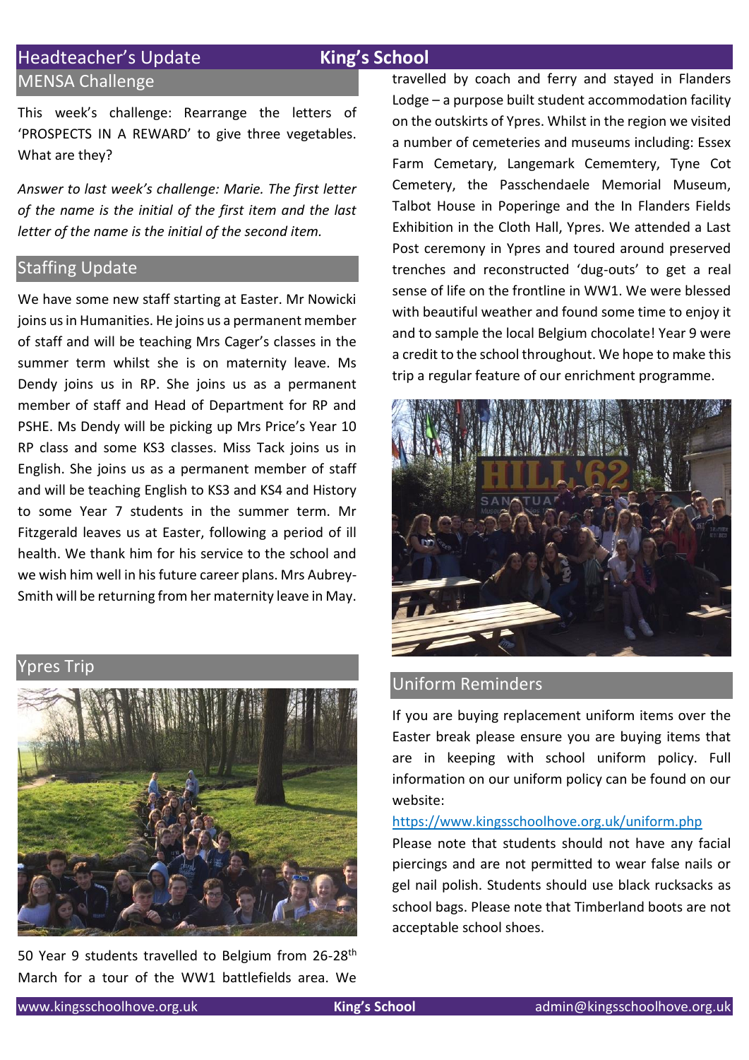## Headteacher's Update

### MENSA Challenge

This week's challenge: Rearrange the letters of 'PROSPECTS IN A REWARD' to give three vegetables. What are they?

*Answer to last week's challenge: Marie. The first letter of the name is the initial of the first item and the last letter of the name is the initial of the second item.*

### Staffing Update

We have some new staff starting at Easter. Mr Nowicki joins us in Humanities. He joins us a permanent member of staff and will be teaching Mrs Cager's classes in the summer term whilst she is on maternity leave. Ms Dendy joins us in RP. She joins us as a permanent member of staff and Head of Department for RP and PSHE. Ms Dendy will be picking up Mrs Price's Year 10 RP class and some KS3 classes. Miss Tack joins us in English. She joins us as a permanent member of staff and will be teaching English to KS3 and KS4 and History to some Year 7 students in the summer term. Mr Fitzgerald leaves us at Easter, following a period of ill health. We thank him for his service to the school and we wish him well in his future career plans. Mrs Aubrey-Smith will be returning from her maternity leave in May.

### Ypres Trip

50 Year 9 students travelled to Belgium from 26-28th March for a tour of the WW1 battlefields area. We travelled by coach and ferry and stayed in Flanders Lodge – a purpose built student accommodation facility on the outskirts of Ypres. Whilst in the region we visited a number of cemeteries and museums including: Essex Farm Cemetary, Langemark Cememtery, Tyne Cot Cemetery, the Passchendaele Memorial Museum, Talbot House in Poperinge and the In Flanders Fields Exhibition in the Cloth Hall, Ypres. We attended a Last Post ceremony in Ypres and toured around preserved trenches and reconstructed 'dug-outs' to get a real sense of life on the frontline in WW1. We were blessed with beautiful weather and found some time to enjoy it and to sample the local Belgium chocolate! Year 9 were a credit to the school throughout. We hope to make this trip a regular feature of our enrichment programme.

### Uniform Reminders

If you are buying replacement uniform items over the Easter break please ensure you are buying items that are in keeping with school uniform policy. Full information on our uniform policy can be found on our website:

https://www.kingsschoolhove.org.uk/uniform.php

Please note that students should not have any facial piercings and are not permitted to wear false nails or gel nail polish. Students should use black rucksacks as school bags. Please note that Timberland boots are not acceptable school shoes.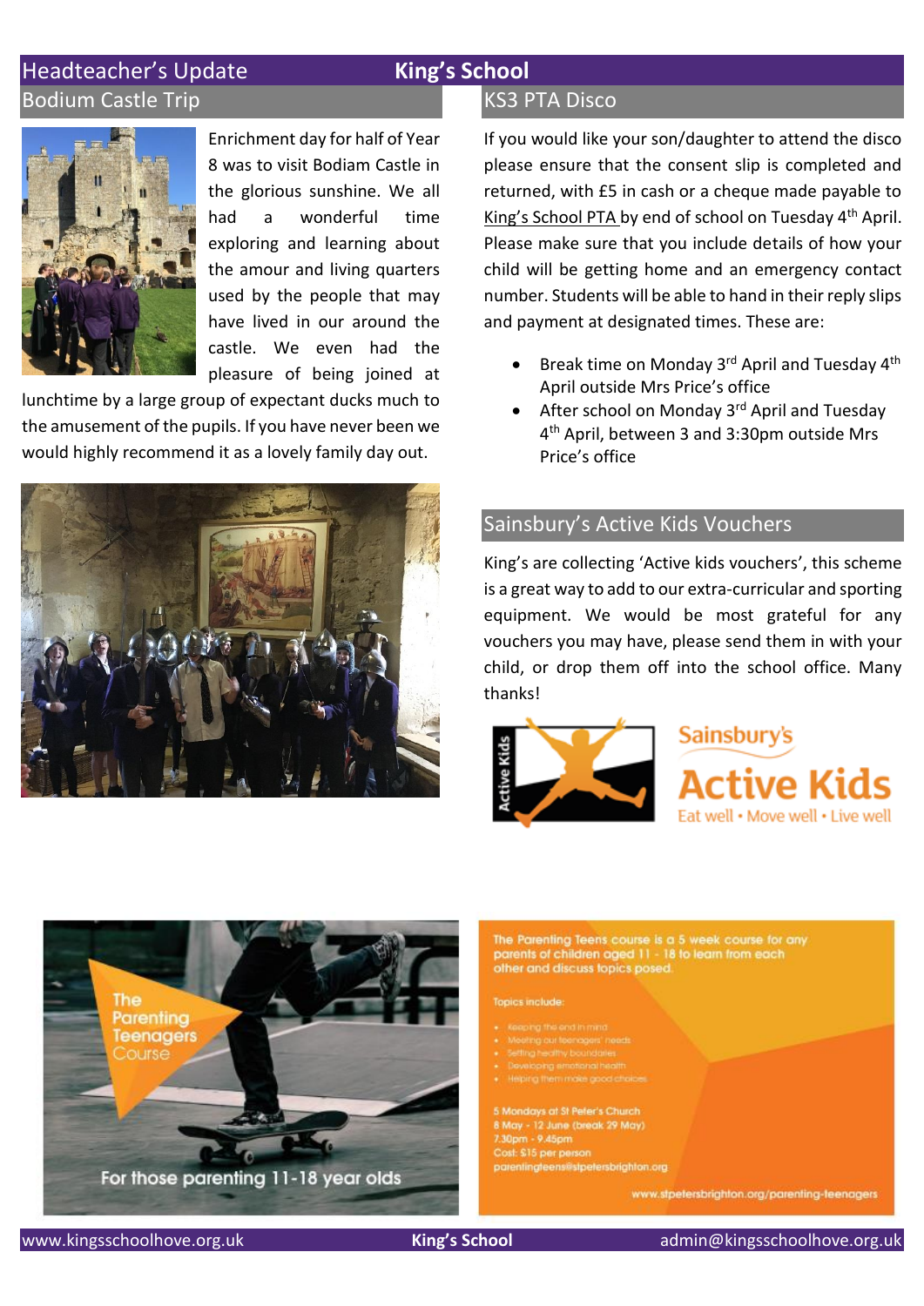# Headteacher's Update

## Bodium Castle Trip

Enrichment day for half of Year 8 was to visit Bodiam Castle in the glorious sunshine. We all had a wonderful time exploring and learning about the amour and living quarters used by the people that may have lived in our around the castle. We even had the pleasure of being joined at lunchtime by a large group of expectant ducks much to the amusement of the pupils. If you have never been we would highly recommend it as a lovely family day out.

## KS3 PTA Disco

If you would like your son/daughter to attend the disco please ensure that the consent slip is completed and returned, with £5 in cash or a cheque made payable to King's School PTA by end of school on Tuesday 4th April. Please make sure that you include details of how your child will be getting home and an emergency contact number. Students will be able to hand in their reply slips and payment at designated times. These are:

- Break time on Monday 3rd April and Tuesday 4th April outside Mrs Price's office
- After school on Monday 3rd April and Tuesday 4th April, between 3 and 3:30pm outside Mrs Price's office

## Sainsbury's Active Kids Vouchers

King's are collecting 'Active kids vouchers', this scheme is a great way to add to our extra-curricular and sporting equipment. We would be most grateful for any vouchers you may have, please send them in with your child, or drop them off into the school office. Many thanks!

Sainsbury's Active Kids
Eat well • Move well • Live well

## The Parenting Teenagers Course

For those parenting 11-18 year olds

The Parenting Teens course is a 5 week course for any parents of children aged 11 - 18 to learn from each other and discuss topics posed.

Topics include:

- Keeping the end in mind
- Meeting our teenagers' needs
- Setting healthy boundaries
- Developing emotional health
- Helping them make good choices

5 Mondays at St Peter's Church
8 May - 12 June (break 29 May)
7.30pm - 9.45pm
Cost: £15 per person
parentingteens@stpetersbrighton.org

www.stpetersbrighton.org/parenting-teenagers